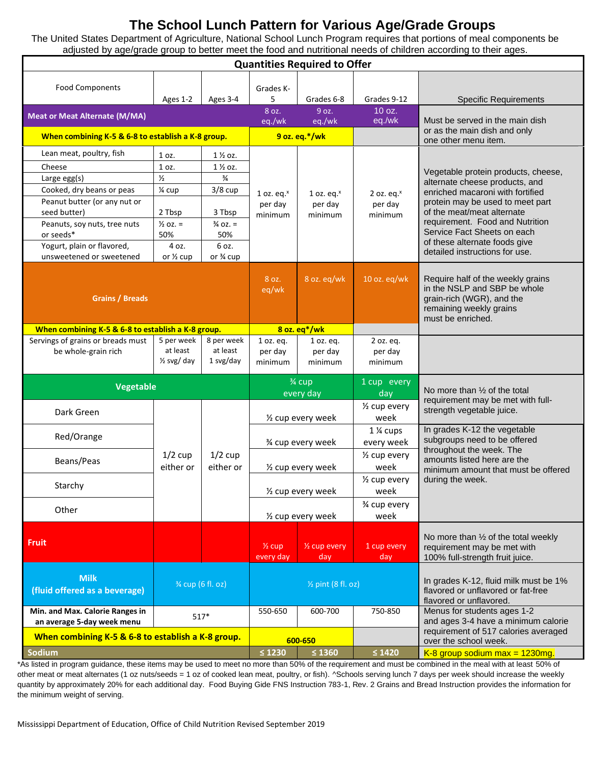# The School Lunch Pattern for Various Age/Grade Groups

The United States Department of Agriculture, National School Lunch Program requires that portions of meal components be adjusted by age/grade group to better meet the food and nutritional needs of children according to their ages.

| Quantities Required to Offer | | | | | | |
|---|---|---|---|---|---|---|
| Food Components | Ages 1-2 | Ages 3-4 | Grades K-5 | Grades 6-8 | Grades 9-12 | Specific Requirements |
| **Meat or Meat Alternate (M/MA)** | | | 8 oz. eq./wk | 9 oz. eq./wk | 10 oz. eq./wk | Must be served in the main dish or as the main dish and only one other menu item. |
| **When combining K-5 & 6-8 to establish a K-8 group.** | | | **9 oz. eq.*/wk** | | | |
| Lean meat, poultry, fish | 1 oz. | 1 ½ oz. | 1 oz. eq.ˣ per day minimum | 1 oz. eq.ˣ per day minimum | 2 oz. eq.ˣ per day minimum | Vegetable protein products, cheese, alternate cheese products, and enriched macaroni with fortified protein may be used to meet part of the meat/meat alternate requirement. Food and Nutrition Service Fact Sheets on each of these alternate foods give detailed instructions for use. |
| Cheese | 1 oz. | 1 ½ oz. | | | | |
| Large egg(s) | ½ | ¾ | | | | |
| Cooked, dry beans or peas | ¼ cup | 3/8 cup | | | | |
| Peanut butter (or any nut or seed butter) | 2 Tbsp | 3 Tbsp | | | | |
| Peanuts, soy nuts, tree nuts or seeds* | ½ oz. = 50% | ¾ oz. = 50% | | | | |
| Yogurt, plain or flavored, unsweetened or sweetened | 4 oz. or ½ cup | 6 oz. or ¾ cup | | | | |
| **Grains / Breads** | | | 8 oz. eq/wk | 8 oz. eq/wk | 10 oz. eq/wk | Require half of the weekly grains in the NSLP and SBP be whole grain-rich (WGR), and the remaining weekly grains must be enriched. |
| **When combining K-5 & 6-8 to establish a K-8 group.** | | | **8 oz. eq*/wk** | | | |
| Servings of grains or breads must be whole-grain rich | 5 per week at least ½ svg/ day | 8 per week at least 1 svg/day | 1 oz. eq. per day minimum | 1 oz. eq. per day minimum | 2 oz. eq. per day minimum | |
| **Vegetable** | | | ¾ cup every day | | 1 cup every day | No more than ½ of the total requirement may be met with full-strength vegetable juice. |
| Dark Green | 1/2 cup either or | 1/2 cup either or | ½ cup every week | | ½ cup every week | |
| Red/Orange | | | ¾ cup every week | | 1 ¼ cups every week | In grades K-12 the vegetable subgroups need to be offered throughout the week. The amounts listed here are the minimum amount that must be offered during the week. |
| Beans/Peas | | | ½ cup every week | | ½ cup every week | |
| Starchy | | | ½ cup every week | | ½ cup every week | |
| Other | | | ½ cup every week | | ¾ cup every week | |
| **Fruit** | | | ½ cup every day | ½ cup every day | 1 cup every day | No more than ½ of the total weekly requirement may be met with 100% full-strength fruit juice. |
| **Milk (fluid offered as a beverage)** | ¾ cup (6 fl. oz) | | ½ pint (8 fl. oz) | | | In grades K-12, fluid milk must be 1% flavored or unflavored or fat-free flavored or unflavored. |
| **Min. and Max. Calorie Ranges in an average 5-day week menu** | 517* | | 550-650 | 600-700 | 750-850 | Menus for students ages 1-2 and ages 3-4 have a minimum calorie requirement of 517 calories averaged over the school week. |
| **When combining K-5 & 6-8 to establish a K-8 group.** | | | **600-650** | | | |
| **Sodium** | | | ≤ 1230 | ≤ 1360 | ≤ 1420 | K-8 group sodium max = 1230mg. |

*As listed in program guidance, these items may be used to meet no more than 50% of the requirement and must be combined in the meal with at least 50% of other meat or meat alternates (1 oz nuts/seeds = 1 oz of cooked lean meat, poultry, or fish). ^Schools serving lunch 7 days per week should increase the weekly quantity by approximately 20% for each additional day. Food Buying Gide FNS Instruction 783-1, Rev. 2 Grains and Bread Instruction provides the information for the minimum weight of serving.

Mississippi Department of Education, Office of Child Nutrition Revised September 2019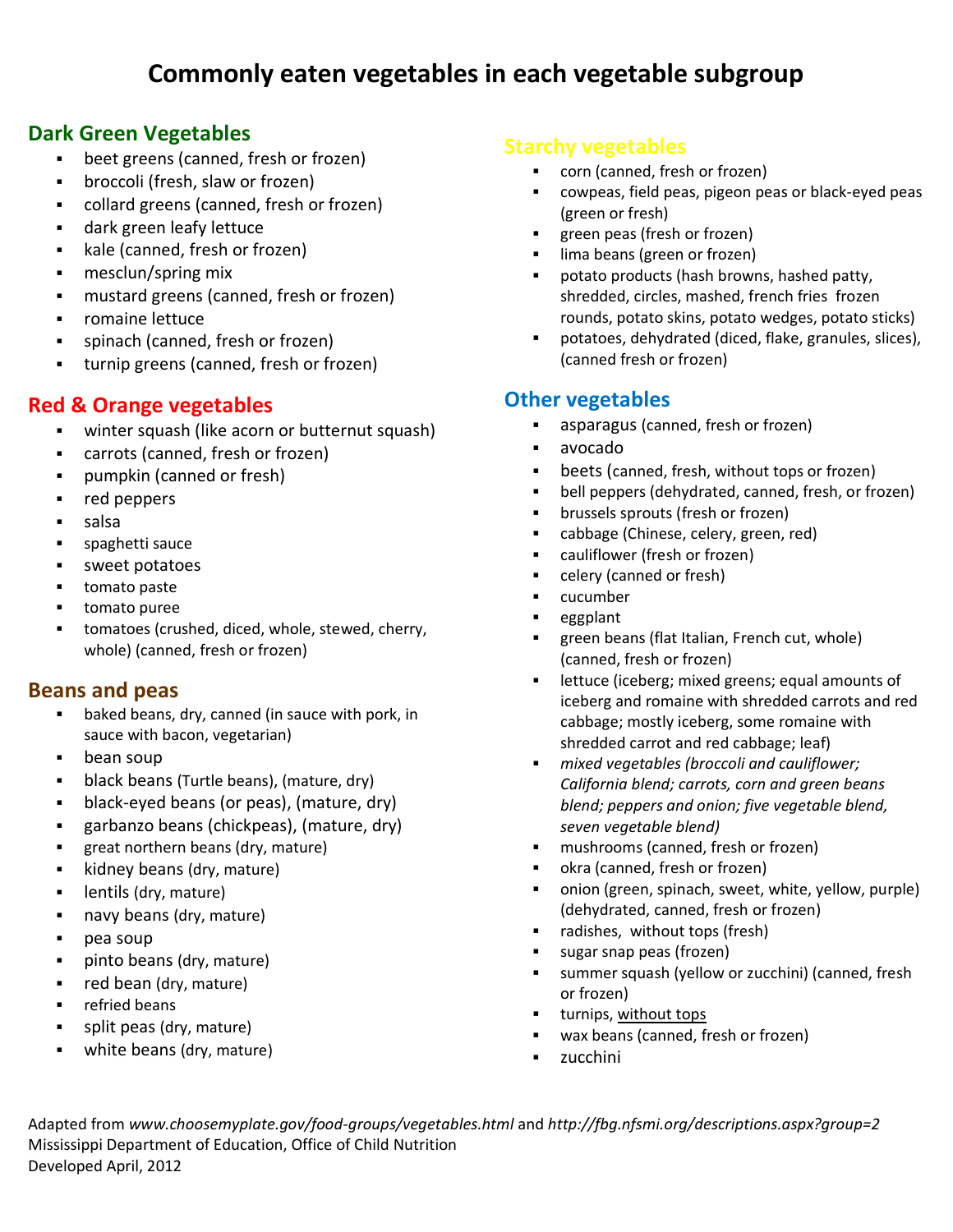# Commonly eaten vegetables in each vegetable subgroup

## Dark Green Vegetables

- beet greens (canned, fresh or frozen)
- broccoli (fresh, slaw or frozen)
- collard greens (canned, fresh or frozen)
- dark green leafy lettuce
- kale (canned, fresh or frozen)
- mesclun/spring mix
- mustard greens (canned, fresh or frozen)
- romaine lettuce
- spinach (canned, fresh or frozen)
- turnip greens (canned, fresh or frozen)

## Red & Orange vegetables

- winter squash (like acorn or butternut squash)
- carrots (canned, fresh or frozen)
- pumpkin (canned or fresh)
- red peppers
- salsa
- spaghetti sauce
- sweet potatoes
- tomato paste
- tomato puree
- tomatoes (crushed, diced, whole, stewed, cherry, whole) (canned, fresh or frozen)

## Beans and peas

- baked beans, dry, canned (in sauce with pork, in sauce with bacon, vegetarian)
- bean soup
- black beans (Turtle beans), (mature, dry)
- black-eyed beans (or peas), (mature, dry)
- garbanzo beans (chickpeas), (mature, dry)
- great northern beans (dry, mature)
- kidney beans (dry, mature)
- lentils (dry, mature)
- navy beans (dry, mature)
- pea soup
- pinto beans (dry, mature)
- red bean (dry, mature)
- refried beans
- split peas (dry, mature)
- white beans (dry, mature)

## Starchy vegetables

- corn (canned, fresh or frozen)
- cowpeas, field peas, pigeon peas or black-eyed peas (green or fresh)
- green peas (fresh or frozen)
- lima beans (green or frozen)
- potato products (hash browns, hashed patty, shredded, circles, mashed, french fries frozen rounds, potato skins, potato wedges, potato sticks)
- potatoes, dehydrated (diced, flake, granules, slices), (canned fresh or frozen)

## Other vegetables

- asparagus (canned, fresh or frozen)
- avocado
- beets (canned, fresh, without tops or frozen)
- bell peppers (dehydrated, canned, fresh, or frozen)
- brussels sprouts (fresh or frozen)
- cabbage (Chinese, celery, green, red)
- cauliflower (fresh or frozen)
- celery (canned or fresh)
- cucumber
- eggplant
- green beans (flat Italian, French cut, whole) (canned, fresh or frozen)
- lettuce (iceberg; mixed greens; equal amounts of iceberg and romaine with shredded carrots and red cabbage; mostly iceberg, some romaine with shredded carrot and red cabbage; leaf)
- *mixed vegetables (broccoli and cauliflower; California blend; carrots, corn and green beans blend; peppers and onion; five vegetable blend, seven vegetable blend)*
- mushrooms (canned, fresh or frozen)
- okra (canned, fresh or frozen)
- onion (green, spinach, sweet, white, yellow, purple) (dehydrated, canned, fresh or frozen)
- radishes, without tops (fresh)
- sugar snap peas (frozen)
- summer squash (yellow or zucchini) (canned, fresh or frozen)
- turnips, without tops
- wax beans (canned, fresh or frozen)
- zucchini

Adapted from *www.choosemyplate.gov/food-groups/vegetables.html* and *http://fbg.nfsmi.org/descriptions.aspx?group=2*
Mississippi Department of Education, Office of Child Nutrition
Developed April, 2012